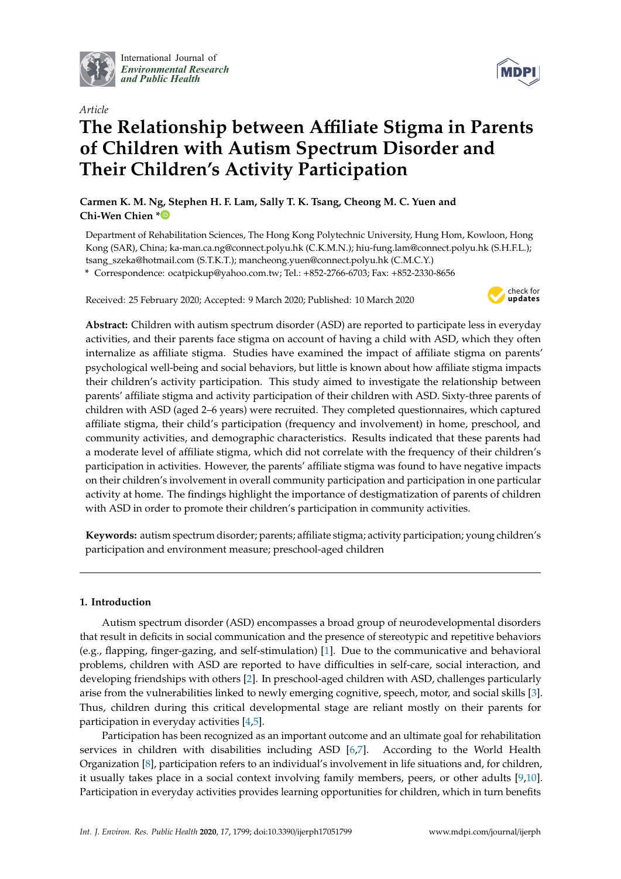International Journal of *Environmental Research and Public Health*

*Article*

# The Relationship between Affiliate Stigma in Parents of Children with Autism Spectrum Disorder and Their Children's Activity Participation

**Carmen K. M. Ng, Stephen H. F. Lam, Sally T. K. Tsang, Cheong M. C. Yuen and Chi-Wen Chien \***

Department of Rehabilitation Sciences, The Hong Kong Polytechnic University, Hung Hom, Kowloon, Hong Kong (SAR), China; ka-man.ca.ng@connect.polyu.hk (C.K.M.N.); hiu-fung.lam@connect.polyu.hk (S.H.F.L.); tsang_szeka@hotmail.com (S.T.K.T.); mancheong.yuen@connect.polyu.hk (C.M.C.Y.)

\* Correspondence: ocatpickup@yahoo.com.tw; Tel.: +852-2766-6703; Fax: +852-2330-8656

Received: 25 February 2020; Accepted: 9 March 2020; Published: 10 March 2020

**Abstract:** Children with autism spectrum disorder (ASD) are reported to participate less in everyday activities, and their parents face stigma on account of having a child with ASD, which they often internalize as affiliate stigma. Studies have examined the impact of affiliate stigma on parents' psychological well-being and social behaviors, but little is known about how affiliate stigma impacts their children's activity participation. This study aimed to investigate the relationship between parents' affiliate stigma and activity participation of their children with ASD. Sixty-three parents of children with ASD (aged 2–6 years) were recruited. They completed questionnaires, which captured affiliate stigma, their child's participation (frequency and involvement) in home, preschool, and community activities, and demographic characteristics. Results indicated that these parents had a moderate level of affiliate stigma, which did not correlate with the frequency of their children's participation in activities. However, the parents' affiliate stigma was found to have negative impacts on their children's involvement in overall community participation and participation in one particular activity at home. The findings highlight the importance of destigmatization of parents of children with ASD in order to promote their children's participation in community activities.

**Keywords:** autism spectrum disorder; parents; affiliate stigma; activity participation; young children's participation and environment measure; preschool-aged children

---

## 1. Introduction

Autism spectrum disorder (ASD) encompasses a broad group of neurodevelopmental disorders that result in deficits in social communication and the presence of stereotypic and repetitive behaviors (e.g., flapping, finger-gazing, and self-stimulation) [1]. Due to the communicative and behavioral problems, children with ASD are reported to have difficulties in self-care, social interaction, and developing friendships with others [2]. In preschool-aged children with ASD, challenges particularly arise from the vulnerabilities linked to newly emerging cognitive, speech, motor, and social skills [3]. Thus, children during this critical developmental stage are reliant mostly on their parents for participation in everyday activities [4,5].

Participation has been recognized as an important outcome and an ultimate goal for rehabilitation services in children with disabilities including ASD [6,7]. According to the World Health Organization [8], participation refers to an individual's involvement in life situations and, for children, it usually takes place in a social context involving family members, peers, or other adults [9,10]. Participation in everyday activities provides learning opportunities for children, which in turn benefits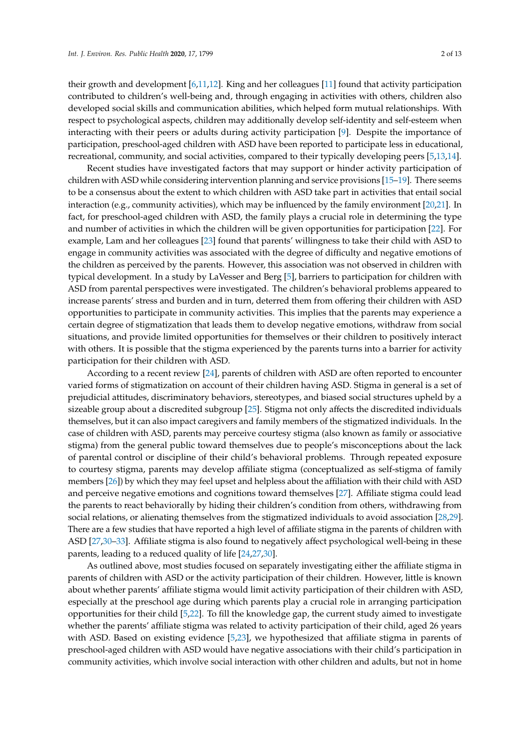their growth and development [6,11,12]. King and her colleagues [11] found that activity participation contributed to children's well-being and, through engaging in activities with others, children also developed social skills and communication abilities, which helped form mutual relationships. With respect to psychological aspects, children may additionally develop self-identity and self-esteem when interacting with their peers or adults during activity participation [9]. Despite the importance of participation, preschool-aged children with ASD have been reported to participate less in educational, recreational, community, and social activities, compared to their typically developing peers [5,13,14].

Recent studies have investigated factors that may support or hinder activity participation of children with ASD while considering intervention planning and service provisions [15–19]. There seems to be a consensus about the extent to which children with ASD take part in activities that entail social interaction (e.g., community activities), which may be influenced by the family environment [20,21]. In fact, for preschool-aged children with ASD, the family plays a crucial role in determining the type and number of activities in which the children will be given opportunities for participation [22]. For example, Lam and her colleagues [23] found that parents' willingness to take their child with ASD to engage in community activities was associated with the degree of difficulty and negative emotions of the children as perceived by the parents. However, this association was not observed in children with typical development. In a study by LaVesser and Berg [5], barriers to participation for children with ASD from parental perspectives were investigated. The children's behavioral problems appeared to increase parents' stress and burden and in turn, deterred them from offering their children with ASD opportunities to participate in community activities. This implies that the parents may experience a certain degree of stigmatization that leads them to develop negative emotions, withdraw from social situations, and provide limited opportunities for themselves or their children to positively interact with others. It is possible that the stigma experienced by the parents turns into a barrier for activity participation for their children with ASD.

According to a recent review [24], parents of children with ASD are often reported to encounter varied forms of stigmatization on account of their children having ASD. Stigma in general is a set of prejudicial attitudes, discriminatory behaviors, stereotypes, and biased social structures upheld by a sizeable group about a discredited subgroup [25]. Stigma not only affects the discredited individuals themselves, but it can also impact caregivers and family members of the stigmatized individuals. In the case of children with ASD, parents may perceive courtesy stigma (also known as family or associative stigma) from the general public toward themselves due to people's misconceptions about the lack of parental control or discipline of their child's behavioral problems. Through repeated exposure to courtesy stigma, parents may develop affiliate stigma (conceptualized as self-stigma of family members [26]) by which they may feel upset and helpless about the affiliation with their child with ASD and perceive negative emotions and cognitions toward themselves [27]. Affiliate stigma could lead the parents to react behaviorally by hiding their children's condition from others, withdrawing from social relations, or alienating themselves from the stigmatized individuals to avoid association [28,29]. There are a few studies that have reported a high level of affiliate stigma in the parents of children with ASD [27,30–33]. Affiliate stigma is also found to negatively affect psychological well-being in these parents, leading to a reduced quality of life [24,27,30].

As outlined above, most studies focused on separately investigating either the affiliate stigma in parents of children with ASD or the activity participation of their children. However, little is known about whether parents' affiliate stigma would limit activity participation of their children with ASD, especially at the preschool age during which parents play a crucial role in arranging participation opportunities for their child [5,22]. To fill the knowledge gap, the current study aimed to investigate whether the parents' affiliate stigma was related to activity participation of their child, aged 26 years with ASD. Based on existing evidence [5,23], we hypothesized that affiliate stigma in parents of preschool-aged children with ASD would have negative associations with their child's participation in community activities, which involve social interaction with other children and adults, but not in home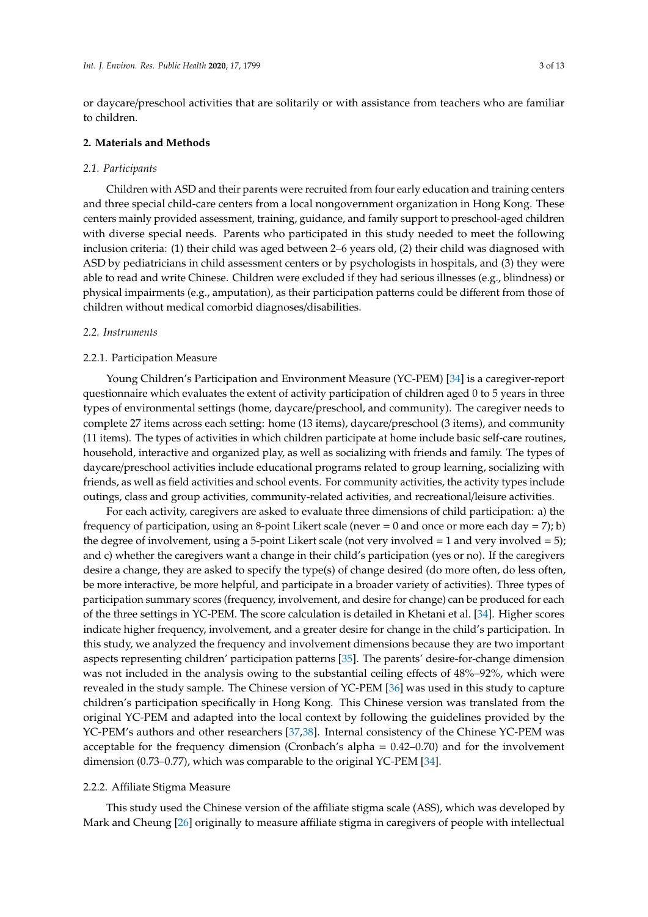or daycare/preschool activities that are solitarily or with assistance from teachers who are familiar to children.

## 2. Materials and Methods

### *2.1. Participants*

Children with ASD and their parents were recruited from four early education and training centers and three special child-care centers from a local nongovernment organization in Hong Kong. These centers mainly provided assessment, training, guidance, and family support to preschool-aged children with diverse special needs. Parents who participated in this study needed to meet the following inclusion criteria: (1) their child was aged between 2–6 years old, (2) their child was diagnosed with ASD by pediatricians in child assessment centers or by psychologists in hospitals, and (3) they were able to read and write Chinese. Children were excluded if they had serious illnesses (e.g., blindness) or physical impairments (e.g., amputation), as their participation patterns could be different from those of children without medical comorbid diagnoses/disabilities.

### *2.2. Instruments*

#### 2.2.1. Participation Measure

Young Children's Participation and Environment Measure (YC-PEM) [34] is a caregiver-report questionnaire which evaluates the extent of activity participation of children aged 0 to 5 years in three types of environmental settings (home, daycare/preschool, and community). The caregiver needs to complete 27 items across each setting: home (13 items), daycare/preschool (3 items), and community (11 items). The types of activities in which children participate at home include basic self-care routines, household, interactive and organized play, as well as socializing with friends and family. The types of daycare/preschool activities include educational programs related to group learning, socializing with friends, as well as field activities and school events. For community activities, the activity types include outings, class and group activities, community-related activities, and recreational/leisure activities.

For each activity, caregivers are asked to evaluate three dimensions of child participation: a) the frequency of participation, using an 8-point Likert scale (never = 0 and once or more each day = 7); b) the degree of involvement, using a 5-point Likert scale (not very involved = 1 and very involved = 5); and c) whether the caregivers want a change in their child's participation (yes or no). If the caregivers desire a change, they are asked to specify the type(s) of change desired (do more often, do less often, be more interactive, be more helpful, and participate in a broader variety of activities). Three types of participation summary scores (frequency, involvement, and desire for change) can be produced for each of the three settings in YC-PEM. The score calculation is detailed in Khetani et al. [34]. Higher scores indicate higher frequency, involvement, and a greater desire for change in the child's participation. In this study, we analyzed the frequency and involvement dimensions because they are two important aspects representing children' participation patterns [35]. The parents' desire-for-change dimension was not included in the analysis owing to the substantial ceiling effects of 48%–92%, which were revealed in the study sample. The Chinese version of YC-PEM [36] was used in this study to capture children's participation specifically in Hong Kong. This Chinese version was translated from the original YC-PEM and adapted into the local context by following the guidelines provided by the YC-PEM's authors and other researchers [37,38]. Internal consistency of the Chinese YC-PEM was acceptable for the frequency dimension (Cronbach's alpha = 0.42–0.70) and for the involvement dimension (0.73–0.77), which was comparable to the original YC-PEM [34].

#### 2.2.2. Affiliate Stigma Measure

This study used the Chinese version of the affiliate stigma scale (ASS), which was developed by Mark and Cheung [26] originally to measure affiliate stigma in caregivers of people with intellectual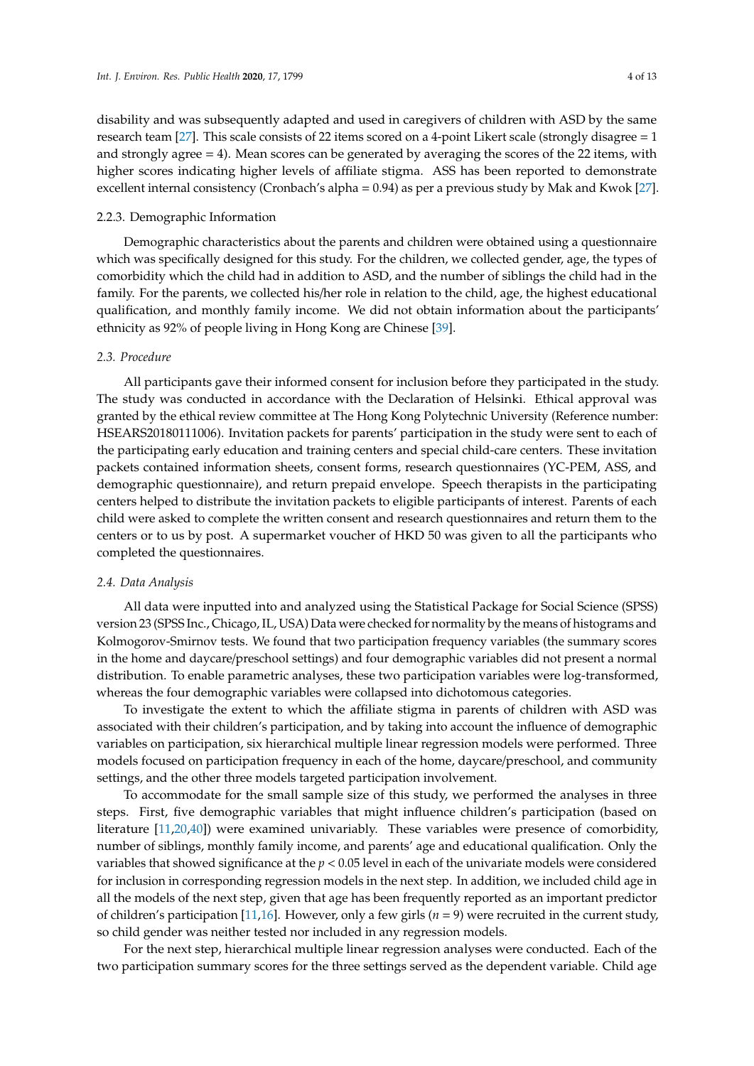disability and was subsequently adapted and used in caregivers of children with ASD by the same research team [27]. This scale consists of 22 items scored on a 4-point Likert scale (strongly disagree = 1 and strongly agree = 4). Mean scores can be generated by averaging the scores of the 22 items, with higher scores indicating higher levels of affiliate stigma. ASS has been reported to demonstrate excellent internal consistency (Cronbach's alpha = 0.94) as per a previous study by Mak and Kwok [27].

#### 2.2.3. Demographic Information

Demographic characteristics about the parents and children were obtained using a questionnaire which was specifically designed for this study. For the children, we collected gender, age, the types of comorbidity which the child had in addition to ASD, and the number of siblings the child had in the family. For the parents, we collected his/her role in relation to the child, age, the highest educational qualification, and monthly family income. We did not obtain information about the participants' ethnicity as 92% of people living in Hong Kong are Chinese [39].

### *2.3. Procedure*

All participants gave their informed consent for inclusion before they participated in the study. The study was conducted in accordance with the Declaration of Helsinki. Ethical approval was granted by the ethical review committee at The Hong Kong Polytechnic University (Reference number: HSEARS20180111006). Invitation packets for parents' participation in the study were sent to each of the participating early education and training centers and special child-care centers. These invitation packets contained information sheets, consent forms, research questionnaires (YC-PEM, ASS, and demographic questionnaire), and return prepaid envelope. Speech therapists in the participating centers helped to distribute the invitation packets to eligible participants of interest. Parents of each child were asked to complete the written consent and research questionnaires and return them to the centers or to us by post. A supermarket voucher of HKD 50 was given to all the participants who completed the questionnaires.

### *2.4. Data Analysis*

All data were inputted into and analyzed using the Statistical Package for Social Science (SPSS) version 23 (SPSS Inc., Chicago, IL, USA) Data were checked for normality by the means of histograms and Kolmogorov-Smirnov tests. We found that two participation frequency variables (the summary scores in the home and daycare/preschool settings) and four demographic variables did not present a normal distribution. To enable parametric analyses, these two participation variables were log-transformed, whereas the four demographic variables were collapsed into dichotomous categories.

To investigate the extent to which the affiliate stigma in parents of children with ASD was associated with their children's participation, and by taking into account the influence of demographic variables on participation, six hierarchical multiple linear regression models were performed. Three models focused on participation frequency in each of the home, daycare/preschool, and community settings, and the other three models targeted participation involvement.

To accommodate for the small sample size of this study, we performed the analyses in three steps. First, five demographic variables that might influence children's participation (based on literature [11,20,40]) were examined univariably. These variables were presence of comorbidity, number of siblings, monthly family income, and parents' age and educational qualification. Only the variables that showed significance at the $p < 0.05$ level in each of the univariate models were considered for inclusion in corresponding regression models in the next step. In addition, we included child age in all the models of the next step, given that age has been frequently reported as an important predictor of children's participation [11,16]. However, only a few girls ($n = 9$) were recruited in the current study, so child gender was neither tested nor included in any regression models.

For the next step, hierarchical multiple linear regression analyses were conducted. Each of the two participation summary scores for the three settings served as the dependent variable. Child age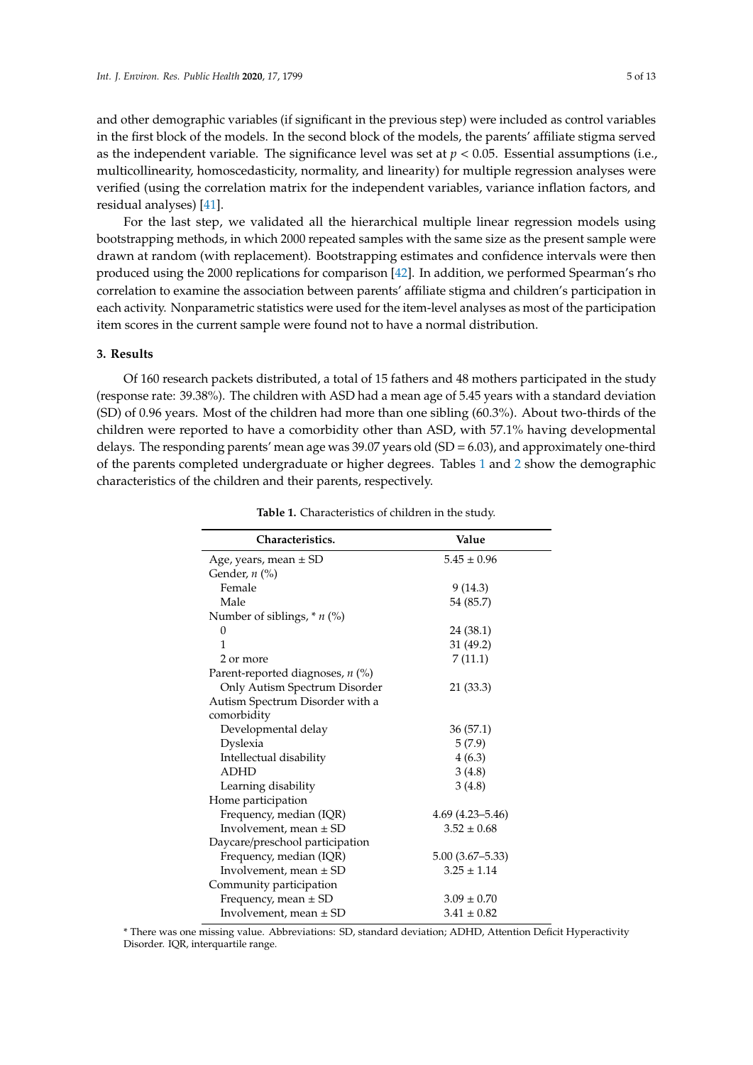and other demographic variables (if significant in the previous step) were included as control variables in the first block of the models. In the second block of the models, the parents' affiliate stigma served as the independent variable. The significance level was set at $p < 0.05$. Essential assumptions (i.e., multicollinearity, homoscedasticity, normality, and linearity) for multiple regression analyses were verified (using the correlation matrix for the independent variables, variance inflation factors, and residual analyses) [41].

For the last step, we validated all the hierarchical multiple linear regression models using bootstrapping methods, in which 2000 repeated samples with the same size as the present sample were drawn at random (with replacement). Bootstrapping estimates and confidence intervals were then produced using the 2000 replications for comparison [42]. In addition, we performed Spearman's rho correlation to examine the association between parents' affiliate stigma and children's participation in each activity. Nonparametric statistics were used for the item-level analyses as most of the participation item scores in the current sample were found not to have a normal distribution.

## 3. Results

Of 160 research packets distributed, a total of 15 fathers and 48 mothers participated in the study (response rate: 39.38%). The children with ASD had a mean age of 5.45 years with a standard deviation (SD) of 0.96 years. Most of the children had more than one sibling (60.3%). About two-thirds of the children were reported to have a comorbidity other than ASD, with 57.1% having developmental delays. The responding parents' mean age was 39.07 years old (SD = 6.03), and approximately one-third of the parents completed undergraduate or higher degrees. Tables 1 and 2 show the demographic characteristics of the children and their parents, respectively.

**Table 1.** Characteristics of children in the study.

| Characteristics. | Value |
|---|---|
| Age, years, mean ± SD | 5.45 ± 0.96 |
| Gender, *n* (%) | |
| Female | 9 (14.3) |
| Male | 54 (85.7) |
| Number of siblings, * *n* (%) | |
| 0 | 24 (38.1) |
| 1 | 31 (49.2) |
| 2 or more | 7 (11.1) |
| Parent-reported diagnoses, *n* (%) | |
| Only Autism Spectrum Disorder | 21 (33.3) |
| Autism Spectrum Disorder with a comorbidity | |
| Developmental delay | 36 (57.1) |
| Dyslexia | 5 (7.9) |
| Intellectual disability | 4 (6.3) |
| ADHD | 3 (4.8) |
| Learning disability | 3 (4.8) |
| Home participation | |
| Frequency, median (IQR) | 4.69 (4.23–5.46) |
| Involvement, mean ± SD | 3.52 ± 0.68 |
| Daycare/preschool participation | |
| Frequency, median (IQR) | 5.00 (3.67–5.33) |
| Involvement, mean ± SD | 3.25 ± 1.14 |
| Community participation | |
| Frequency, mean ± SD | 3.09 ± 0.70 |
| Involvement, mean ± SD | 3.41 ± 0.82 |

* There was one missing value. Abbreviations: SD, standard deviation; ADHD, Attention Deficit Hyperactivity Disorder. IQR, interquartile range.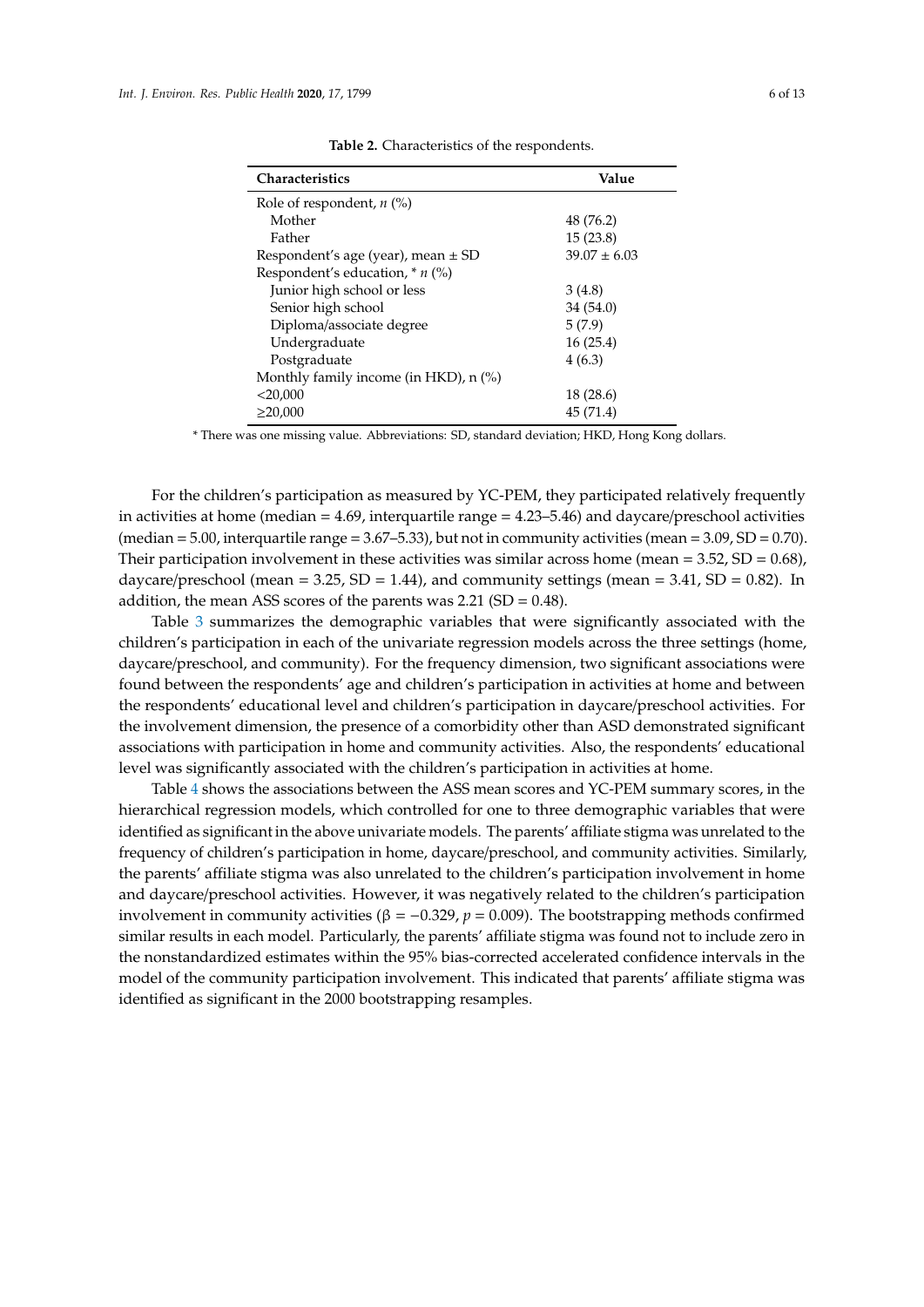**Table 2.** Characteristics of the respondents.

| Characteristics | Value |
|---|---|
| Role of respondent, *n* (%) | |
| Mother | 48 (76.2) |
| Father | 15 (23.8) |
| Respondent's age (year), mean ± SD | 39.07 ± 6.03 |
| Respondent's education, * *n* (%) | |
| Junior high school or less | 3 (4.8) |
| Senior high school | 34 (54.0) |
| Diploma/associate degree | 5 (7.9) |
| Undergraduate | 16 (25.4) |
| Postgraduate | 4 (6.3) |
| Monthly family income (in HKD), n (%) | |
| <20,000 | 18 (28.6) |
| ≥20,000 | 45 (71.4) |

* There was one missing value. Abbreviations: SD, standard deviation; HKD, Hong Kong dollars.

For the children's participation as measured by YC-PEM, they participated relatively frequently in activities at home (median = 4.69, interquartile range = 4.23–5.46) and daycare/preschool activities (median = 5.00, interquartile range = 3.67–5.33), but not in community activities (mean = 3.09, SD = 0.70). Their participation involvement in these activities was similar across home (mean = 3.52, SD = 0.68), daycare/preschool (mean = 3.25, SD = 1.44), and community settings (mean = 3.41, SD = 0.82). In addition, the mean ASS scores of the parents was 2.21 (SD = 0.48).

Table 3 summarizes the demographic variables that were significantly associated with the children's participation in each of the univariate regression models across the three settings (home, daycare/preschool, and community). For the frequency dimension, two significant associations were found between the respondents' age and children's participation in activities at home and between the respondents' educational level and children's participation in daycare/preschool activities. For the involvement dimension, the presence of a comorbidity other than ASD demonstrated significant associations with participation in home and community activities. Also, the respondents' educational level was significantly associated with the children's participation in activities at home.

Table 4 shows the associations between the ASS mean scores and YC-PEM summary scores, in the hierarchical regression models, which controlled for one to three demographic variables that were identified as significant in the above univariate models. The parents' affiliate stigma was unrelated to the frequency of children's participation in home, daycare/preschool, and community activities. Similarly, the parents' affiliate stigma was also unrelated to the children's participation involvement in home and daycare/preschool activities. However, it was negatively related to the children's participation involvement in community activities ($\beta = -0.329$, $p = 0.009$). The bootstrapping methods confirmed similar results in each model. Particularly, the parents' affiliate stigma was found not to include zero in the nonstandardized estimates within the 95% bias-corrected accelerated confidence intervals in the model of the community participation involvement. This indicated that parents' affiliate stigma was identified as significant in the 2000 bootstrapping resamples.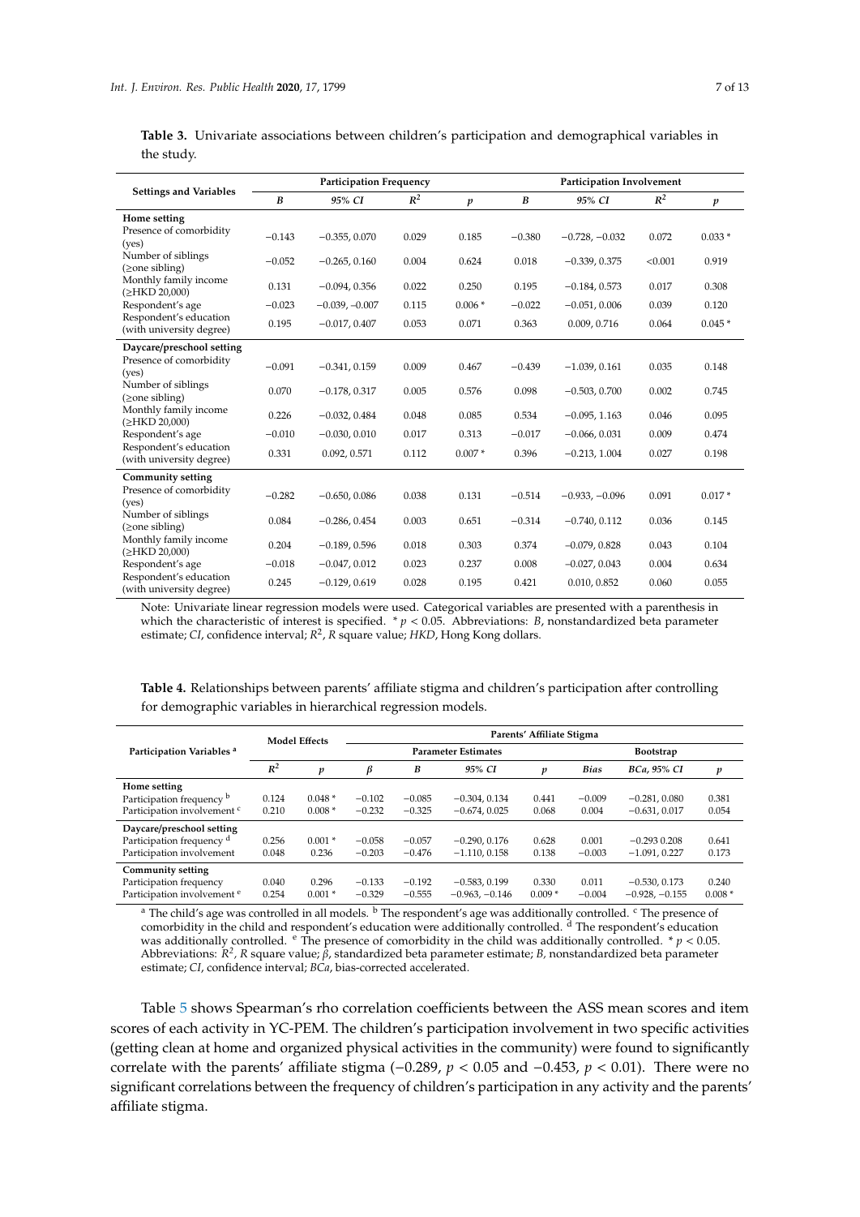**Table 3.** Univariate associations between children's participation and demographical variables in the study.

| Settings and Variables | Participation Frequency | | | | Participation Involvement | | | |
|---|---|---|---|---|---|---|---|---|
| | *B* | *95% CI* | $R^2$ | *p* | *B* | *95% CI* | $R^2$ | *p* |
| **Home setting** | | | | | | | | |
| Presence of comorbidity (yes) | −0.143 | −0.355, 0.070 | 0.029 | 0.185 | −0.380 | −0.728, −0.032 | 0.072 | 0.033 * |
| Number of siblings (≥one sibling) | −0.052 | −0.265, 0.160 | 0.004 | 0.624 | 0.018 | −0.339, 0.375 | <0.001 | 0.919 |
| Monthly family income (≥HKD 20,000) | 0.131 | −0.094, 0.356 | 0.022 | 0.250 | 0.195 | −0.184, 0.573 | 0.017 | 0.308 |
| Respondent's age | −0.023 | −0.039, −0.007 | 0.115 | 0.006 * | −0.022 | −0.051, 0.006 | 0.039 | 0.120 |
| Respondent's education (with university degree) | 0.195 | −0.017, 0.407 | 0.053 | 0.071 | 0.363 | 0.009, 0.716 | 0.064 | 0.045 * |
| **Daycare/preschool setting** | | | | | | | | |
| Presence of comorbidity (yes) | −0.091 | −0.341, 0.159 | 0.009 | 0.467 | −0.439 | −1.039, 0.161 | 0.035 | 0.148 |
| Number of siblings (≥one sibling) | 0.070 | −0.178, 0.317 | 0.005 | 0.576 | 0.098 | −0.503, 0.700 | 0.002 | 0.745 |
| Monthly family income (≥HKD 20,000) | 0.226 | −0.032, 0.484 | 0.048 | 0.085 | 0.534 | −0.095, 1.163 | 0.046 | 0.095 |
| Respondent's age | −0.010 | −0.030, 0.010 | 0.017 | 0.313 | −0.017 | −0.066, 0.031 | 0.009 | 0.474 |
| Respondent's education (with university degree) | 0.331 | 0.092, 0.571 | 0.112 | 0.007 * | 0.396 | −0.213, 1.004 | 0.027 | 0.198 |
| **Community setting** | | | | | | | | |
| Presence of comorbidity (yes) | −0.282 | −0.650, 0.086 | 0.038 | 0.131 | −0.514 | −0.933, −0.096 | 0.091 | 0.017 * |
| Number of siblings (≥one sibling) | 0.084 | −0.286, 0.454 | 0.003 | 0.651 | −0.314 | −0.740, 0.112 | 0.036 | 0.145 |
| Monthly family income (≥HKD 20,000) | 0.204 | −0.189, 0.596 | 0.018 | 0.303 | 0.374 | −0.079, 0.828 | 0.043 | 0.104 |
| Respondent's age | −0.018 | −0.047, 0.012 | 0.023 | 0.237 | 0.008 | −0.027, 0.043 | 0.004 | 0.634 |
| Respondent's education (with university degree) | 0.245 | −0.129, 0.619 | 0.028 | 0.195 | 0.421 | 0.010, 0.852 | 0.060 | 0.055 |

Note: Univariate linear regression models were used. Categorical variables are presented with a parenthesis in which the characteristic of interest is specified. * $p < 0.05$. Abbreviations: *B*, nonstandardized beta parameter estimate; *CI*, confidence interval; $R^2$, *R* square value; *HKD*, Hong Kong dollars.

**Table 4.** Relationships between parents' affiliate stigma and children's participation after controlling for demographic variables in hierarchical regression models.

| Participation Variables [a] | Model Effects | | Parents' Affiliate Stigma | | | | | | |
|---|---|---|---|---|---|---|---|---|---|
| | | | Parameter Estimates | | | | Bootstrap | | |
| | $R^2$ | *p* | $\beta$ | *B* | *95% CI* | *p* | *Bias* | *BCa, 95% CI* | *p* |
| **Home setting** | | | | | | | | | |
| Participation frequency [b] | 0.124 | 0.048 * | −0.102 | −0.085 | −0.304, 0.134 | 0.441 | −0.009 | −0.281, 0.080 | 0.381 |
| Participation involvement [c] | 0.210 | 0.008 * | −0.232 | −0.325 | −0.674, 0.025 | 0.068 | 0.004 | −0.631, 0.017 | 0.054 |
| **Daycare/preschool setting** | | | | | | | | | |
| Participation frequency [d] | 0.256 | 0.001 * | −0.058 | −0.057 | −0.290, 0.176 | 0.628 | 0.001 | −0.293 0.208 | 0.641 |
| Participation involvement | 0.048 | 0.236 | −0.203 | −0.476 | −1.110, 0.158 | 0.138 | −0.003 | −1.091, 0.227 | 0.173 |
| **Community setting** | | | | | | | | | |
| Participation frequency | 0.040 | 0.296 | −0.133 | −0.192 | −0.583, 0.199 | 0.330 | 0.011 | −0.530, 0.173 | 0.240 |
| Participation involvement [e] | 0.254 | 0.001 * | −0.329 | −0.555 | −0.963, −0.146 | 0.009 * | −0.004 | −0.928, −0.155 | 0.008 * |

[a] The child's age was controlled in all models. [b] The respondent's age was additionally controlled. [c] The presence of comorbidity in the child and respondent's education were additionally controlled. [d] The respondent's education was additionally controlled. [e] The presence of comorbidity in the child was additionally controlled. * $p < 0.05$. Abbreviations: $R^2$, *R* square value; $\beta$, standardized beta parameter estimate; *B*, nonstandardized beta parameter estimate; *CI*, confidence interval; *BCa*, bias-corrected accelerated.

Table 5 shows Spearman's rho correlation coefficients between the ASS mean scores and item scores of each activity in YC-PEM. The children's participation involvement in two specific activities (getting clean at home and organized physical activities in the community) were found to significantly correlate with the parents' affiliate stigma (−0.289, $p < 0.05$ and −0.453, $p < 0.01$). There were no significant correlations between the frequency of children's participation in any activity and the parents' affiliate stigma.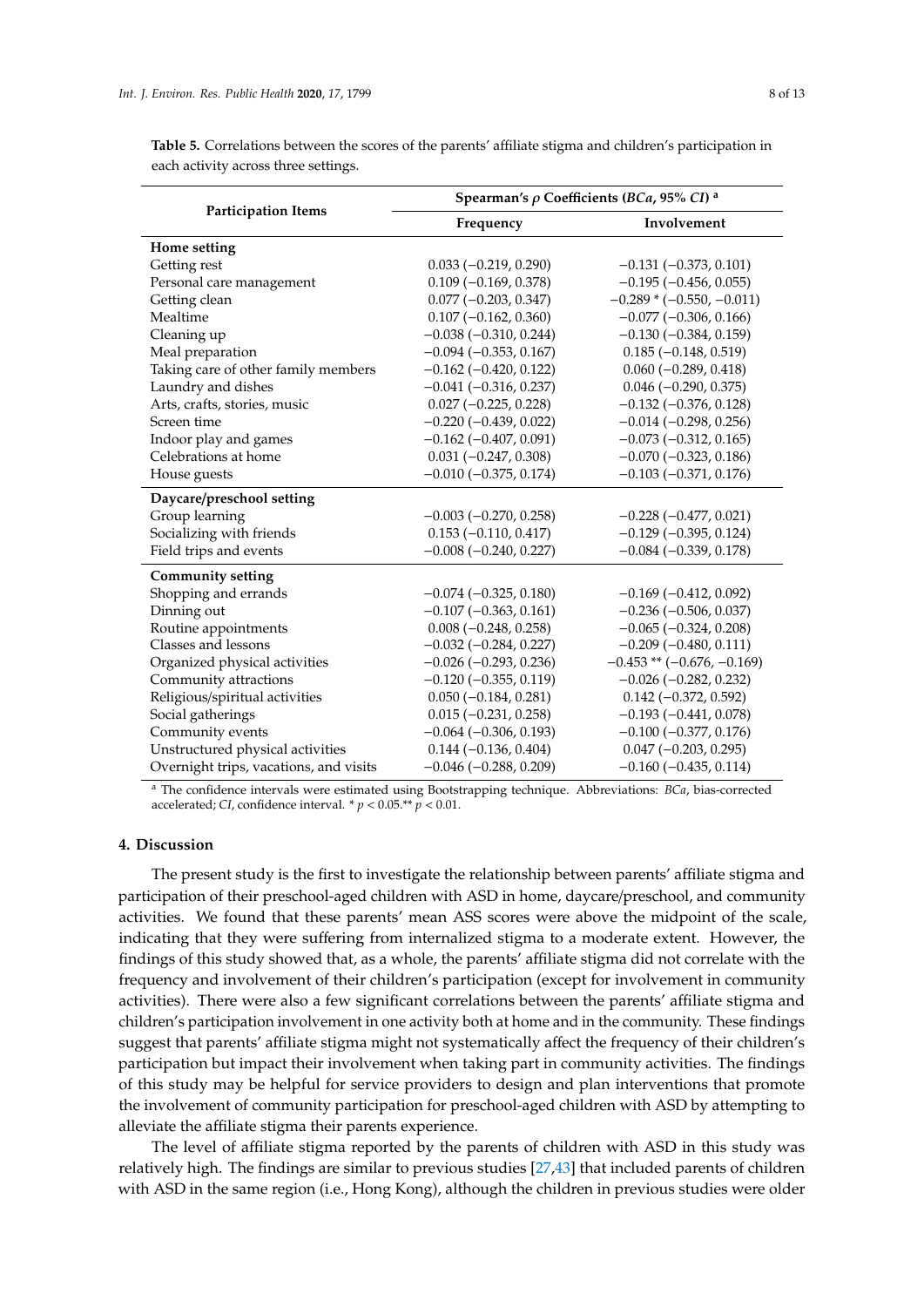**Table 5.** Correlations between the scores of the parents' affiliate stigma and children's participation in each activity across three settings.

| Participation Items | Spearman's ρ Coefficients (*BCa*, 95% *CI*) [a] | |
|---|---|---|
| | Frequency | Involvement |
| **Home setting** | | |
| Getting rest | 0.033 (−0.219, 0.290) | −0.131 (−0.373, 0.101) |
| Personal care management | 0.109 (−0.169, 0.378) | −0.195 (−0.456, 0.055) |
| Getting clean | 0.077 (−0.203, 0.347) | −0.289 * (−0.550, −0.011) |
| Mealtime | 0.107 (−0.162, 0.360) | −0.077 (−0.306, 0.166) |
| Cleaning up | −0.038 (−0.310, 0.244) | −0.130 (−0.384, 0.159) |
| Meal preparation | −0.094 (−0.353, 0.167) | 0.185 (−0.148, 0.519) |
| Taking care of other family members | −0.162 (−0.420, 0.122) | 0.060 (−0.289, 0.418) |
| Laundry and dishes | −0.041 (−0.316, 0.237) | 0.046 (−0.290, 0.375) |
| Arts, crafts, stories, music | 0.027 (−0.225, 0.228) | −0.132 (−0.376, 0.128) |
| Screen time | −0.220 (−0.439, 0.022) | −0.014 (−0.298, 0.256) |
| Indoor play and games | −0.162 (−0.407, 0.091) | −0.073 (−0.312, 0.165) |
| Celebrations at home | 0.031 (−0.247, 0.308) | −0.070 (−0.323, 0.186) |
| House guests | −0.010 (−0.375, 0.174) | −0.103 (−0.371, 0.176) |
| **Daycare/preschool setting** | | |
| Group learning | −0.003 (−0.270, 0.258) | −0.228 (−0.477, 0.021) |
| Socializing with friends | 0.153 (−0.110, 0.417) | −0.129 (−0.395, 0.124) |
| Field trips and events | −0.008 (−0.240, 0.227) | −0.084 (−0.339, 0.178) |
| **Community setting** | | |
| Shopping and errands | −0.074 (−0.325, 0.180) | −0.169 (−0.412, 0.092) |
| Dinning out | −0.107 (−0.363, 0.161) | −0.236 (−0.506, 0.037) |
| Routine appointments | 0.008 (−0.248, 0.258) | −0.065 (−0.324, 0.208) |
| Classes and lessons | −0.032 (−0.284, 0.227) | −0.209 (−0.480, 0.111) |
| Organized physical activities | −0.026 (−0.293, 0.236) | −0.453 ** (−0.676, −0.169) |
| Community attractions | −0.120 (−0.355, 0.119) | −0.026 (−0.282, 0.232) |
| Religious/spiritual activities | 0.050 (−0.184, 0.281) | 0.142 (−0.372, 0.592) |
| Social gatherings | 0.015 (−0.231, 0.258) | −0.193 (−0.441, 0.078) |
| Community events | −0.064 (−0.306, 0.193) | −0.100 (−0.377, 0.176) |
| Unstructured physical activities | 0.144 (−0.136, 0.404) | 0.047 (−0.203, 0.295) |
| Overnight trips, vacations, and visits | −0.046 (−0.288, 0.209) | −0.160 (−0.435, 0.114) |

[a] The confidence intervals were estimated using Bootstrapping technique. Abbreviations: *BCa*, bias-corrected accelerated; *CI*, confidence interval. * $p < 0.05$. ** $p < 0.01$.

## 4. Discussion

The present study is the first to investigate the relationship between parents' affiliate stigma and participation of their preschool-aged children with ASD in home, daycare/preschool, and community activities. We found that these parents' mean ASS scores were above the midpoint of the scale, indicating that they were suffering from internalized stigma to a moderate extent. However, the findings of this study showed that, as a whole, the parents' affiliate stigma did not correlate with the frequency and involvement of their children's participation (except for involvement in community activities). There were also a few significant correlations between the parents' affiliate stigma and children's participation involvement in one activity both at home and in the community. These findings suggest that parents' affiliate stigma might not systematically affect the frequency of their children's participation but impact their involvement when taking part in community activities. The findings of this study may be helpful for service providers to design and plan interventions that promote the involvement of community participation for preschool-aged children with ASD by attempting to alleviate the affiliate stigma their parents experience.

The level of affiliate stigma reported by the parents of children with ASD in this study was relatively high. The findings are similar to previous studies [27,43] that included parents of children with ASD in the same region (i.e., Hong Kong), although the children in previous studies were older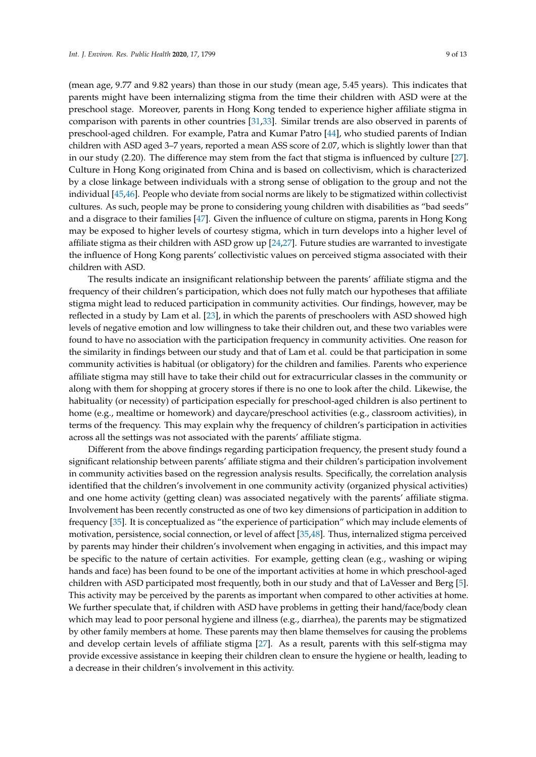(mean age, 9.77 and 9.82 years) than those in our study (mean age, 5.45 years). This indicates that parents might have been internalizing stigma from the time their children with ASD were at the preschool stage. Moreover, parents in Hong Kong tended to experience higher affiliate stigma in comparison with parents in other countries [31,33]. Similar trends are also observed in parents of preschool-aged children. For example, Patra and Kumar Patro [44], who studied parents of Indian children with ASD aged 3–7 years, reported a mean ASS score of 2.07, which is slightly lower than that in our study (2.20). The difference may stem from the fact that stigma is influenced by culture [27]. Culture in Hong Kong originated from China and is based on collectivism, which is characterized by a close linkage between individuals with a strong sense of obligation to the group and not the individual [45,46]. People who deviate from social norms are likely to be stigmatized within collectivist cultures. As such, people may be prone to considering young children with disabilities as "bad seeds" and a disgrace to their families [47]. Given the influence of culture on stigma, parents in Hong Kong may be exposed to higher levels of courtesy stigma, which in turn develops into a higher level of affiliate stigma as their children with ASD grow up [24,27]. Future studies are warranted to investigate the influence of Hong Kong parents' collectivistic values on perceived stigma associated with their children with ASD.

The results indicate an insignificant relationship between the parents' affiliate stigma and the frequency of their children's participation, which does not fully match our hypotheses that affiliate stigma might lead to reduced participation in community activities. Our findings, however, may be reflected in a study by Lam et al. [23], in which the parents of preschoolers with ASD showed high levels of negative emotion and low willingness to take their children out, and these two variables were found to have no association with the participation frequency in community activities. One reason for the similarity in findings between our study and that of Lam et al. could be that participation in some community activities is habitual (or obligatory) for the children and families. Parents who experience affiliate stigma may still have to take their child out for extracurricular classes in the community or along with them for shopping at grocery stores if there is no one to look after the child. Likewise, the habituality (or necessity) of participation especially for preschool-aged children is also pertinent to home (e.g., mealtime or homework) and daycare/preschool activities (e.g., classroom activities), in terms of the frequency. This may explain why the frequency of children's participation in activities across all the settings was not associated with the parents' affiliate stigma.

Different from the above findings regarding participation frequency, the present study found a significant relationship between parents' affiliate stigma and their children's participation involvement in community activities based on the regression analysis results. Specifically, the correlation analysis identified that the children's involvement in one community activity (organized physical activities) and one home activity (getting clean) was associated negatively with the parents' affiliate stigma. Involvement has been recently constructed as one of two key dimensions of participation in addition to frequency [35]. It is conceptualized as "the experience of participation" which may include elements of motivation, persistence, social connection, or level of affect [35,48]. Thus, internalized stigma perceived by parents may hinder their children's involvement when engaging in activities, and this impact may be specific to the nature of certain activities. For example, getting clean (e.g., washing or wiping hands and face) has been found to be one of the important activities at home in which preschool-aged children with ASD participated most frequently, both in our study and that of LaVesser and Berg [5]. This activity may be perceived by the parents as important when compared to other activities at home. We further speculate that, if children with ASD have problems in getting their hand/face/body clean which may lead to poor personal hygiene and illness (e.g., diarrhea), the parents may be stigmatized by other family members at home. These parents may then blame themselves for causing the problems and develop certain levels of affiliate stigma [27]. As a result, parents with this self-stigma may provide excessive assistance in keeping their children clean to ensure the hygiene or health, leading to a decrease in their children's involvement in this activity.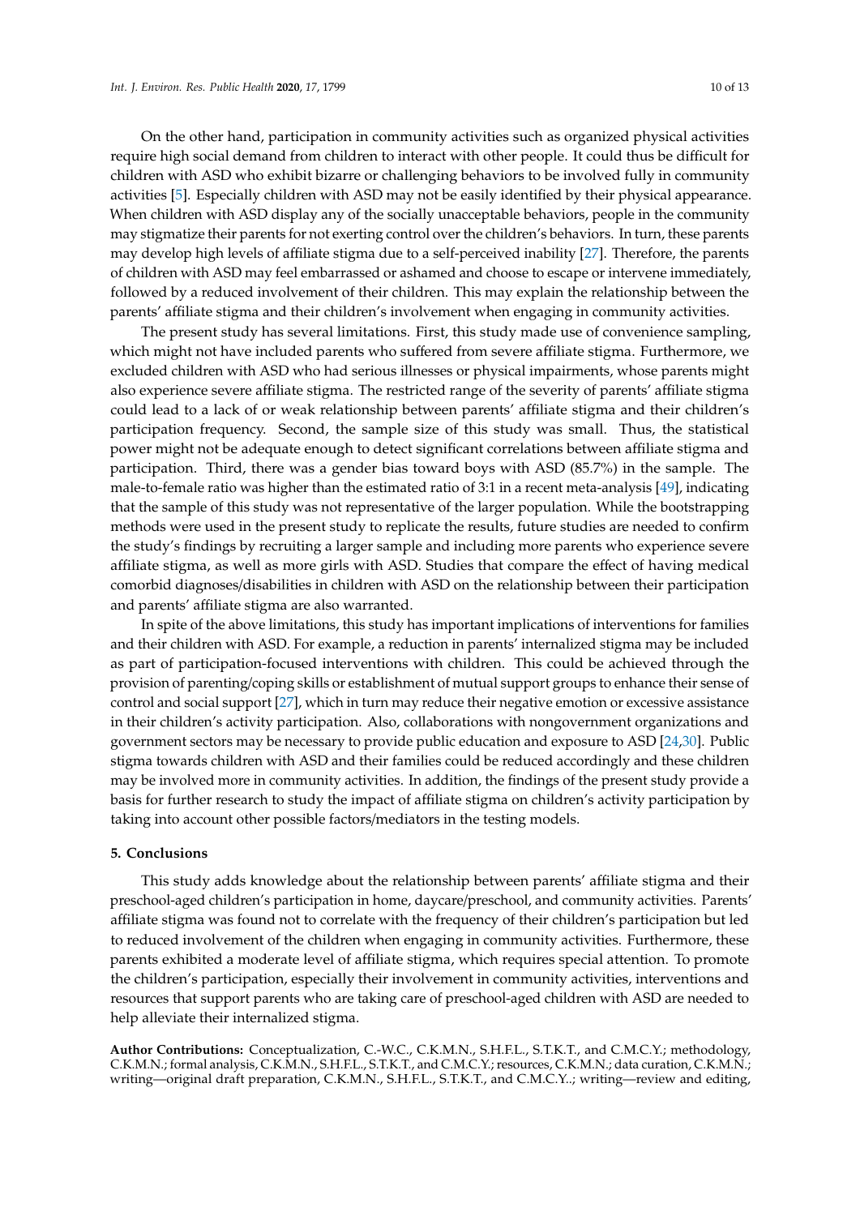On the other hand, participation in community activities such as organized physical activities require high social demand from children to interact with other people. It could thus be difficult for children with ASD who exhibit bizarre or challenging behaviors to be involved fully in community activities [5]. Especially children with ASD may not be easily identified by their physical appearance. When children with ASD display any of the socially unacceptable behaviors, people in the community may stigmatize their parents for not exerting control over the children's behaviors. In turn, these parents may develop high levels of affiliate stigma due to a self-perceived inability [27]. Therefore, the parents of children with ASD may feel embarrassed or ashamed and choose to escape or intervene immediately, followed by a reduced involvement of their children. This may explain the relationship between the parents' affiliate stigma and their children's involvement when engaging in community activities.

The present study has several limitations. First, this study made use of convenience sampling, which might not have included parents who suffered from severe affiliate stigma. Furthermore, we excluded children with ASD who had serious illnesses or physical impairments, whose parents might also experience severe affiliate stigma. The restricted range of the severity of parents' affiliate stigma could lead to a lack of or weak relationship between parents' affiliate stigma and their children's participation frequency. Second, the sample size of this study was small. Thus, the statistical power might not be adequate enough to detect significant correlations between affiliate stigma and participation. Third, there was a gender bias toward boys with ASD (85.7%) in the sample. The male-to-female ratio was higher than the estimated ratio of 3:1 in a recent meta-analysis [49], indicating that the sample of this study was not representative of the larger population. While the bootstrapping methods were used in the present study to replicate the results, future studies are needed to confirm the study's findings by recruiting a larger sample and including more parents who experience severe affiliate stigma, as well as more girls with ASD. Studies that compare the effect of having medical comorbid diagnoses/disabilities in children with ASD on the relationship between their participation and parents' affiliate stigma are also warranted.

In spite of the above limitations, this study has important implications of interventions for families and their children with ASD. For example, a reduction in parents' internalized stigma may be included as part of participation-focused interventions with children. This could be achieved through the provision of parenting/coping skills or establishment of mutual support groups to enhance their sense of control and social support [27], which in turn may reduce their negative emotion or excessive assistance in their children's activity participation. Also, collaborations with nongovernment organizations and government sectors may be necessary to provide public education and exposure to ASD [24,30]. Public stigma towards children with ASD and their families could be reduced accordingly and these children may be involved more in community activities. In addition, the findings of the present study provide a basis for further research to study the impact of affiliate stigma on children's activity participation by taking into account other possible factors/mediators in the testing models.

## 5. Conclusions

This study adds knowledge about the relationship between parents' affiliate stigma and their preschool-aged children's participation in home, daycare/preschool, and community activities. Parents' affiliate stigma was found not to correlate with the frequency of their children's participation but led to reduced involvement of the children when engaging in community activities. Furthermore, these parents exhibited a moderate level of affiliate stigma, which requires special attention. To promote the children's participation, especially their involvement in community activities, interventions and resources that support parents who are taking care of preschool-aged children with ASD are needed to help alleviate their internalized stigma.

**Author Contributions:** Conceptualization, C.-W.C., C.K.M.N., S.H.F.L., S.T.K.T., and C.M.C.Y.; methodology, C.K.M.N.; formal analysis, C.K.M.N., S.H.F.L., S.T.K.T., and C.M.C.Y.; resources, C.K.M.N.; data curation, C.K.M.N.; writing—original draft preparation, C.K.M.N., S.H.F.L., S.T.K.T., and C.M.C.Y..; writing—review and editing,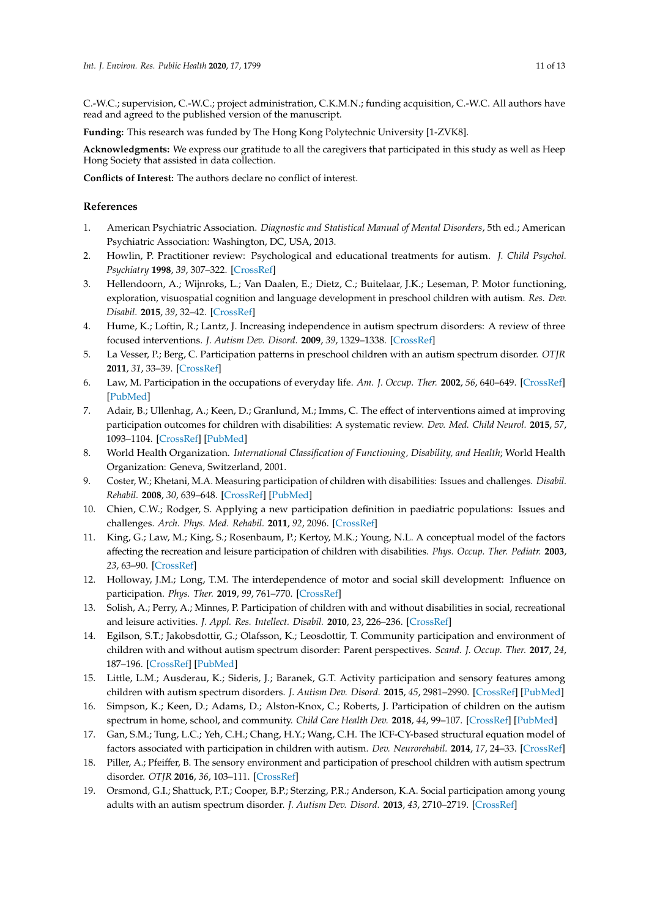C.-W.C.; supervision, C.-W.C.; project administration, C.K.M.N.; funding acquisition, C.-W.C. All authors have read and agreed to the published version of the manuscript.

**Funding:** This research was funded by The Hong Kong Polytechnic University [1-ZVK8].

**Acknowledgments:** We express our gratitude to all the caregivers that participated in this study as well as Heep Hong Society that assisted in data collection.

**Conflicts of Interest:** The authors declare no conflict of interest.

## References

1. American Psychiatric Association. *Diagnostic and Statistical Manual of Mental Disorders*, 5th ed.; American Psychiatric Association: Washington, DC, USA, 2013.
2. Howlin, P. Practitioner review: Psychological and educational treatments for autism. *J. Child Psychol. Psychiatry* **1998**, *39*, 307–322. [CrossRef]
3. Hellendoorn, A.; Wijnroks, L.; Van Daalen, E.; Dietz, C.; Buitelaar, J.K.; Leseman, P. Motor functioning, exploration, visuospatial cognition and language development in preschool children with autism. *Res. Dev. Disabil.* **2015**, *39*, 32–42. [CrossRef]
4. Hume, K.; Loftin, R.; Lantz, J. Increasing independence in autism spectrum disorders: A review of three focused interventions. *J. Autism Dev. Disord.* **2009**, *39*, 1329–1338. [CrossRef]
5. La Vesser, P.; Berg, C. Participation patterns in preschool children with an autism spectrum disorder. *OTJR* **2011**, *31*, 33–39. [CrossRef]
6. Law, M. Participation in the occupations of everyday life. *Am. J. Occup. Ther.* **2002**, *56*, 640–649. [CrossRef] [PubMed]
7. Adair, B.; Ullenhag, A.; Keen, D.; Granlund, M.; Imms, C. The effect of interventions aimed at improving participation outcomes for children with disabilities: A systematic review. *Dev. Med. Child Neurol.* **2015**, *57*, 1093–1104. [CrossRef] [PubMed]
8. World Health Organization. *International Classification of Functioning, Disability, and Health*; World Health Organization: Geneva, Switzerland, 2001.
9. Coster, W.; Khetani, M.A. Measuring participation of children with disabilities: Issues and challenges. *Disabil. Rehabil.* **2008**, *30*, 639–648. [CrossRef] [PubMed]
10. Chien, C.W.; Rodger, S. Applying a new participation definition in paediatric populations: Issues and challenges. *Arch. Phys. Med. Rehabil.* **2011**, *92*, 2096. [CrossRef]
11. King, G.; Law, M.; King, S.; Rosenbaum, P.; Kertoy, M.K.; Young, N.L. A conceptual model of the factors affecting the recreation and leisure participation of children with disabilities. *Phys. Occup. Ther. Pediatr.* **2003**, *23*, 63–90. [CrossRef]
12. Holloway, J.M.; Long, T.M. The interdependence of motor and social skill development: Influence on participation. *Phys. Ther.* **2019**, *99*, 761–770. [CrossRef]
13. Solish, A.; Perry, A.; Minnes, P. Participation of children with and without disabilities in social, recreational and leisure activities. *J. Appl. Res. Intellect. Disabil.* **2010**, *23*, 226–236. [CrossRef]
14. Egilson, S.T.; Jakobsdottir, G.; Olafsson, K.; Leosdottir, T. Community participation and environment of children with and without autism spectrum disorder: Parent perspectives. *Scand. J. Occup. Ther.* **2017**, *24*, 187–196. [CrossRef] [PubMed]
15. Little, L.M.; Ausderau, K.; Sideris, J.; Baranek, G.T. Activity participation and sensory features among children with autism spectrum disorders. *J. Autism Dev. Disord.* **2015**, *45*, 2981–2990. [CrossRef] [PubMed]
16. Simpson, K.; Keen, D.; Adams, D.; Alston-Knox, C.; Roberts, J. Participation of children on the autism spectrum in home, school, and community. *Child Care Health Dev.* **2018**, *44*, 99–107. [CrossRef] [PubMed]
17. Gan, S.M.; Tung, L.C.; Yeh, C.H.; Chang, H.Y.; Wang, C.H. The ICF-CY-based structural equation model of factors associated with participation in children with autism. *Dev. Neurorehabil.* **2014**, *17*, 24–33. [CrossRef]
18. Piller, A.; Pfeiffer, B. The sensory environment and participation of preschool children with autism spectrum disorder. *OTJR* **2016**, *36*, 103–111. [CrossRef]
19. Orsmond, G.I.; Shattuck, P.T.; Cooper, B.P.; Sterzing, P.R.; Anderson, K.A. Social participation among young adults with an autism spectrum disorder. *J. Autism Dev. Disord.* **2013**, *43*, 2710–2719. [CrossRef]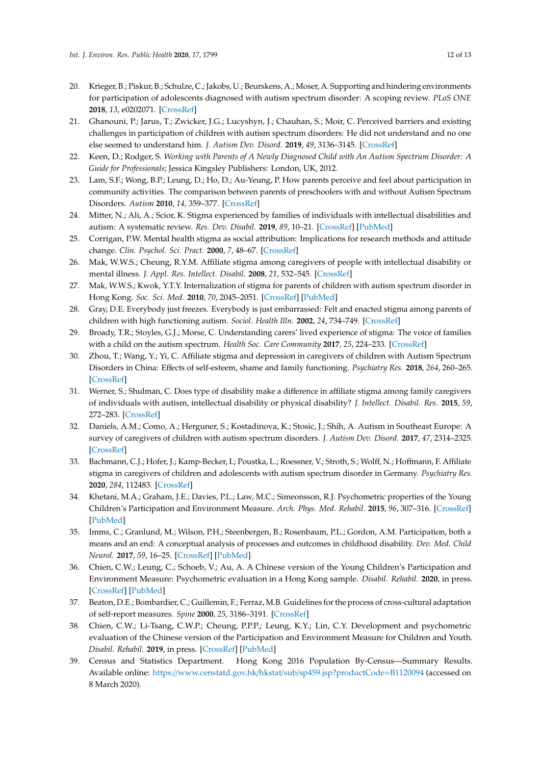20. Krieger, B.; Piskur, B.; Schulze, C.; Jakobs, U.; Beurskens, A.; Moser, A. Supporting and hindering environments for participation of adolescents diagnosed with autism spectrum disorder: A scoping review. *PLoS ONE* **2018**, *13*, e0202071. [CrossRef]
21. Ghanouni, P.; Jarus, T.; Zwicker, J.G.; Lucyshyn, J.; Chauhan, S.; Moir, C. Perceived barriers and existing challenges in participation of children with autism spectrum disorders: He did not understand and no one else seemed to understand him. *J. Autism Dev. Disord.* **2019**, *49*, 3136–3145. [CrossRef]
22. Keen, D.; Rodger, S. *Working with Parents of A Newly Diagnosed Child with An Autism Spectrum Disorder: A Guide for Professionals*; Jessica Kingsley Publishers: London, UK, 2012.
23. Lam, S.F.; Wong, B.P.; Leung, D.; Ho, D.; Au-Yeung, P. How parents perceive and feel about participation in community activities. The comparison between parents of preschoolers with and without Autism Spectrum Disorders. *Autism* **2010**, *14*, 359–377. [CrossRef]
24. Mitter, N.; Ali, A.; Scior, K. Stigma experienced by families of individuals with intellectual disabilities and autism: A systematic review. *Res. Dev. Disabil.* **2019**, *89*, 10–21. [CrossRef] [PubMed]
25. Corrigan, P.W. Mental health stigma as social attribution: Implications for research methods and attitude change. *Clin. Psychol. Sci. Pract.* **2000**, *7*, 48–67. [CrossRef]
26. Mak, W.W.S.; Cheung, R.Y.M. Affiliate stigma among caregivers of people with intellectual disability or mental illness. *J. Appl. Res. Intellect. Disabil.* **2008**, *21*, 532–545. [CrossRef]
27. Mak, W.W.S.; Kwok, Y.T.Y. Internalization of stigma for parents of children with autism spectrum disorder in Hong Kong. *Soc. Sci. Med.* **2010**, *70*, 2045–2051. [CrossRef] [PubMed]
28. Gray, D.E. Everybody just freezes. Everybody is just embarrassed: Felt and enacted stigma among parents of children with high functioning autism. *Sociol. Health Illn.* **2002**, *24*, 734–749. [CrossRef]
29. Broady, T.R.; Stoyles, G.J.; Morse, C. Understanding carers' lived experience of stigma: The voice of families with a child on the autism spectrum. *Health Soc. Care Community* **2017**, *25*, 224–233. [CrossRef]
30. Zhou, T.; Wang, Y.; Yi, C. Affiliate stigma and depression in caregivers of children with Autism Spectrum Disorders in China: Effects of self-esteem, shame and family functioning. *Psychiatry Res.* **2018**, *264*, 260–265. [CrossRef]
31. Werner, S.; Shulman, C. Does type of disability make a difference in affiliate stigma among family caregivers of individuals with autism, intellectual disability or physical disability? *J. Intellect. Disabil. Res.* **2015**, *59*, 272–283. [CrossRef]
32. Daniels, A.M.; Como, A.; Herguner, S.; Kostadinova, K.; Stosic, J.; Shih, A. Autism in Southeast Europe: A survey of caregivers of children with autism spectrum disorders. *J. Autism Dev. Disord.* **2017**, *47*, 2314–2325. [CrossRef]
33. Bachmann, C.J.; Hofer, J.; Kamp-Becker, I.; Poustka, L.; Roessner, V.; Stroth, S.; Wolff, N.; Hoffmann, F. Affiliate stigma in caregivers of children and adolescents with autism spectrum disorder in Germany. *Psychiatry Res.* **2020**, *284*, 112483. [CrossRef]
34. Khetani, M.A.; Graham, J.E.; Davies, P.L.; Law, M.C.; Simeonsson, R.J. Psychometric properties of the Young Children's Participation and Environment Measure. *Arch. Phys. Med. Rehabil.* **2015**, *96*, 307–316. [CrossRef] [PubMed]
35. Imms, C.; Granlund, M.; Wilson, P.H.; Steenbergen, B.; Rosenbaum, P.L.; Gordon, A.M. Participation, both a means and an end: A conceptual analysis of processes and outcomes in childhood disability. *Dev. Med. Child Neurol.* **2017**, *59*, 16–25. [CrossRef] [PubMed]
36. Chien, C.W.; Leung, C.; Schoeb, V.; Au, A. A Chinese version of the Young Children's Participation and Environment Measure: Psychometric evaluation in a Hong Kong sample. *Disabil. Rehabil.* **2020**, in press. [CrossRef] [PubMed]
37. Beaton, D.E.; Bombardier, C.; Guillemin, F.; Ferraz, M.B. Guidelines for the process of cross-cultural adaptation of self-report measures. *Spine* **2000**, *25*, 3186–3191. [CrossRef]
38. Chien, C.W.; Li-Tsang, C.W.P.; Cheung, P.P.P.; Leung, K.Y.; Lin, C.Y. Development and psychometric evaluation of the Chinese version of the Participation and Environment Measure for Children and Youth. *Disabil. Rehabil.* **2019**, in press. [CrossRef] [PubMed]
39. Census and Statistics Department. Hong Kong 2016 Population By-Census—Summary Results. Available online: https://www.censtatd.gov.hk/hkstat/sub/sp459.jsp?productCode=B1120094 (accessed on 8 March 2020).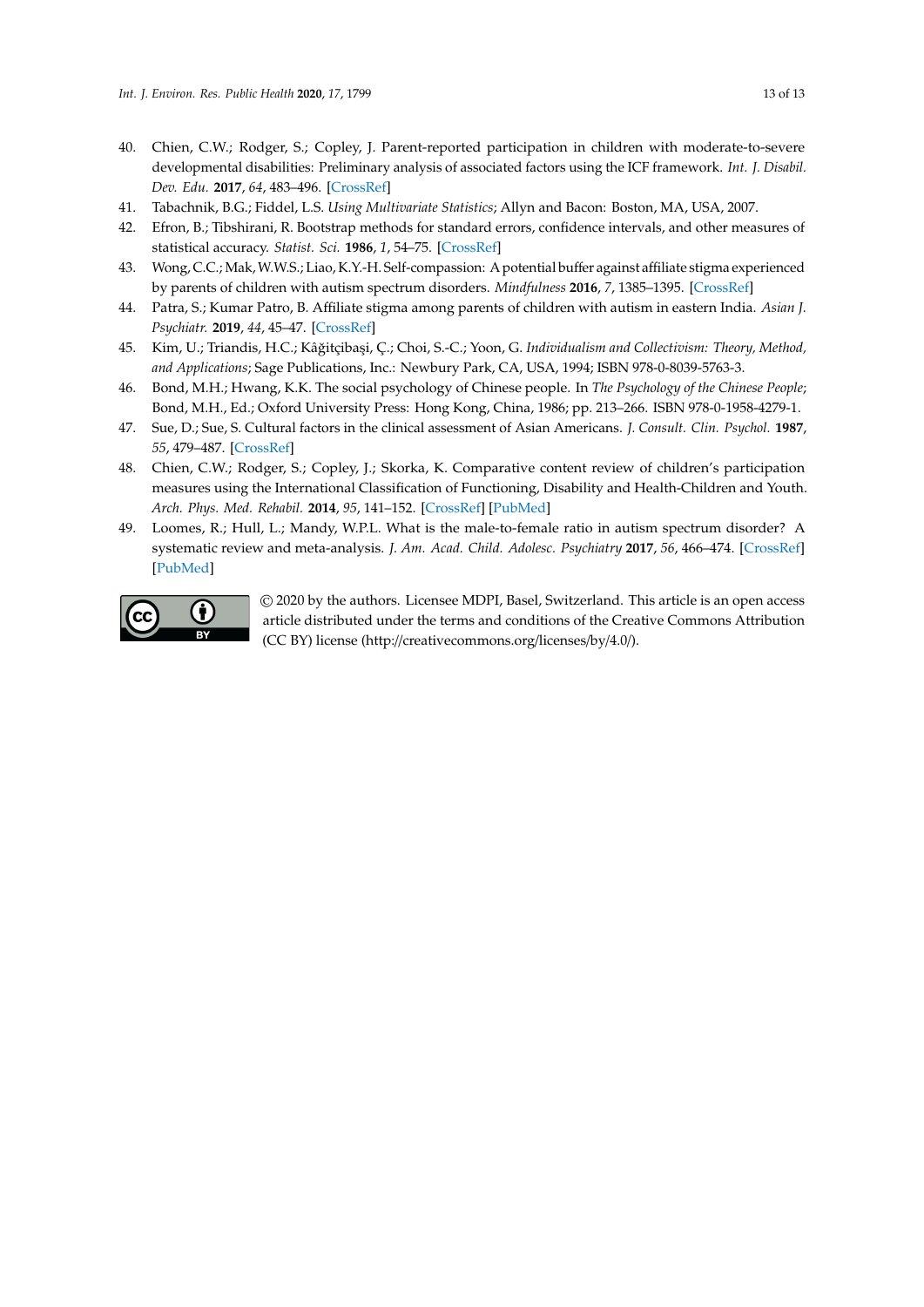40. Chien, C.W.; Rodger, S.; Copley, J. Parent-reported participation in children with moderate-to-severe developmental disabilities: Preliminary analysis of associated factors using the ICF framework. *Int. J. Disabil. Dev. Edu.* **2017**, *64*, 483–496. [CrossRef]
41. Tabachnik, B.G.; Fiddel, L.S. *Using Multivariate Statistics*; Allyn and Bacon: Boston, MA, USA, 2007.
42. Efron, B.; Tibshirani, R. Bootstrap methods for standard errors, confidence intervals, and other measures of statistical accuracy. *Statist. Sci.* **1986**, *1*, 54–75. [CrossRef]
43. Wong, C.C.; Mak, W.W.S.; Liao, K.Y.-H. Self-compassion: A potential buffer against affiliate stigma experienced by parents of children with autism spectrum disorders. *Mindfulness* **2016**, *7*, 1385–1395. [CrossRef]
44. Patra, S.; Kumar Patro, B. Affiliate stigma among parents of children with autism in eastern India. *Asian J. Psychiatr.* **2019**, *44*, 45–47. [CrossRef]
45. Kim, U.; Triandis, H.C.; Kâğitçibaşi, Ç.; Choi, S.-C.; Yoon, G. *Individualism and Collectivism: Theory, Method, and Applications*; Sage Publications, Inc.: Newbury Park, CA, USA, 1994; ISBN 978-0-8039-5763-3.
46. Bond, M.H.; Hwang, K.K. The social psychology of Chinese people. In *The Psychology of the Chinese People*; Bond, M.H., Ed.; Oxford University Press: Hong Kong, China, 1986; pp. 213–266. ISBN 978-0-1958-4279-1.
47. Sue, D.; Sue, S. Cultural factors in the clinical assessment of Asian Americans. *J. Consult. Clin. Psychol.* **1987**, *55*, 479–487. [CrossRef]
48. Chien, C.W.; Rodger, S.; Copley, J.; Skorka, K. Comparative content review of children's participation measures using the International Classification of Functioning, Disability and Health-Children and Youth. *Arch. Phys. Med. Rehabil.* **2014**, *95*, 141–152. [CrossRef] [PubMed]
49. Loomes, R.; Hull, L.; Mandy, W.P.L. What is the male-to-female ratio in autism spectrum disorder? A systematic review and meta-analysis. *J. Am. Acad. Child. Adolesc. Psychiatry* **2017**, *56*, 466–474. [CrossRef] [PubMed]

© 2020 by the authors. Licensee MDPI, Basel, Switzerland. This article is an open access article distributed under the terms and conditions of the Creative Commons Attribution (CC BY) license (http://creativecommons.org/licenses/by/4.0/).